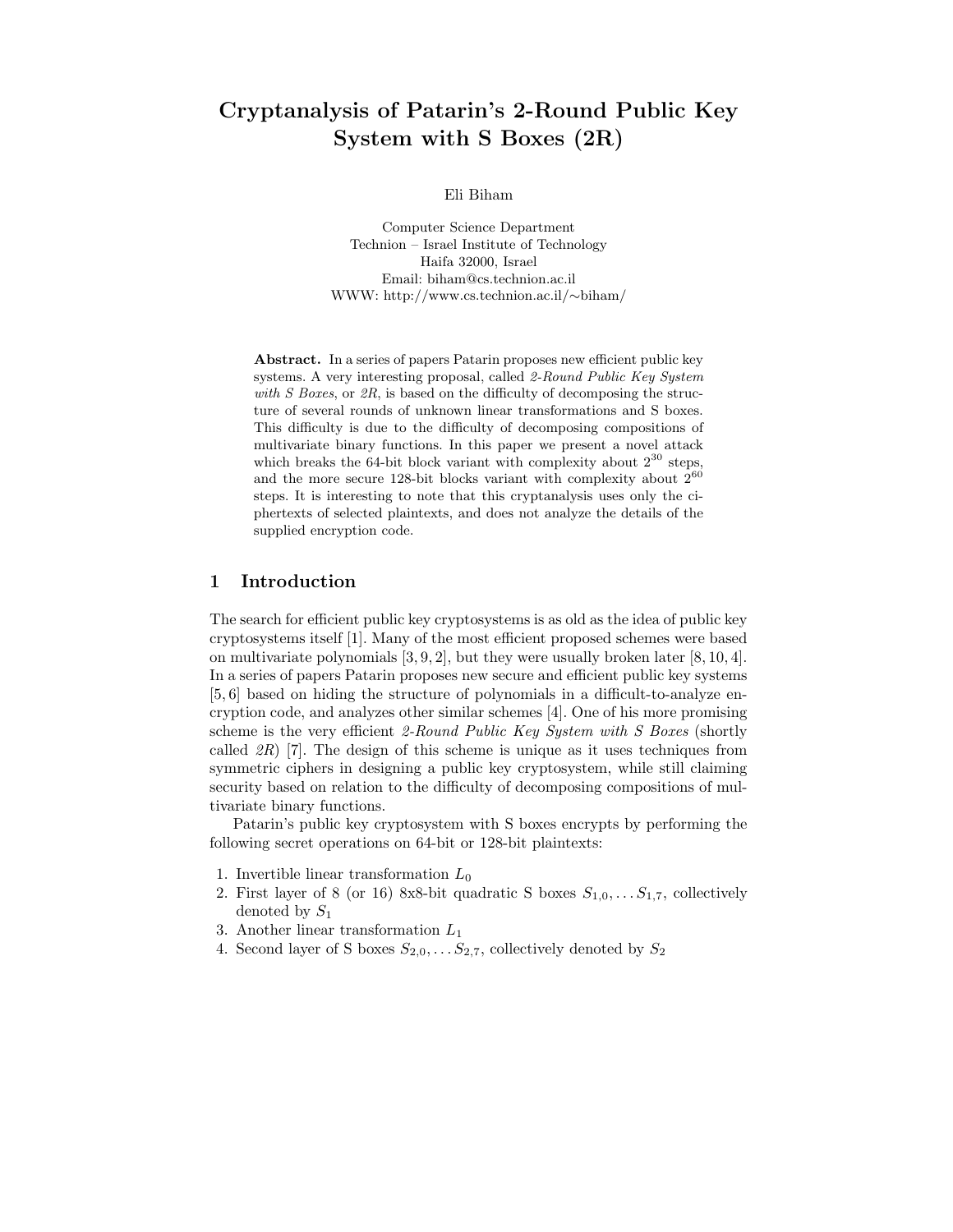# Cryptanalysis of Patarin's 2-Round Public Key System with S Boxes (2R)

Eli Biham

Computer Science Department
Technion – Israel Institute of Technology
Haifa 32000, Israel
Email: biham@cs.technion.ac.il
WWW: http://www.cs.technion.ac.il/∼biham/

**Abstract.** In a series of papers Patarin proposes new efficient public key systems. A very interesting proposal, called *2-Round Public Key System with S Boxes*, or *2R*, is based on the difficulty of decomposing the structure of several rounds of unknown linear transformations and S boxes. This difficulty is due to the difficulty of decomposing compositions of multivariate binary functions. In this paper we present a novel attack which breaks the 64-bit block variant with complexity about $2^{30}$ steps, and the more secure 128-bit blocks variant with complexity about $2^{60}$ steps. It is interesting to note that this cryptanalysis uses only the ciphertexts of selected plaintexts, and does not analyze the details of the supplied encryption code.

## 1 Introduction

The search for efficient public key cryptosystems is as old as the idea of public key cryptosystems itself [1]. Many of the most efficient proposed schemes were based on multivariate polynomials [3, 9, 2], but they were usually broken later [8, 10, 4]. In a series of papers Patarin proposes new secure and efficient public key systems [5, 6] based on hiding the structure of polynomials in a difficult-to-analyze encryption code, and analyzes other similar schemes [4]. One of his more promising scheme is the very efficient *2-Round Public Key System with S Boxes* (shortly called *2R*) [7]. The design of this scheme is unique as it uses techniques from symmetric ciphers in designing a public key cryptosystem, while still claiming security based on relation to the difficulty of decomposing compositions of multivariate binary functions.

Patarin's public key cryptosystem with S boxes encrypts by performing the following secret operations on 64-bit or 128-bit plaintexts:

1. Invertible linear transformation $L_0$
2. First layer of 8 (or 16) 8x8-bit quadratic S boxes $S_{1,0}, \ldots S_{1,7}$, collectively denoted by $S_1$
3. Another linear transformation $L_1$
4. Second layer of S boxes $S_{2,0}, \ldots S_{2,7}$, collectively denoted by $S_2$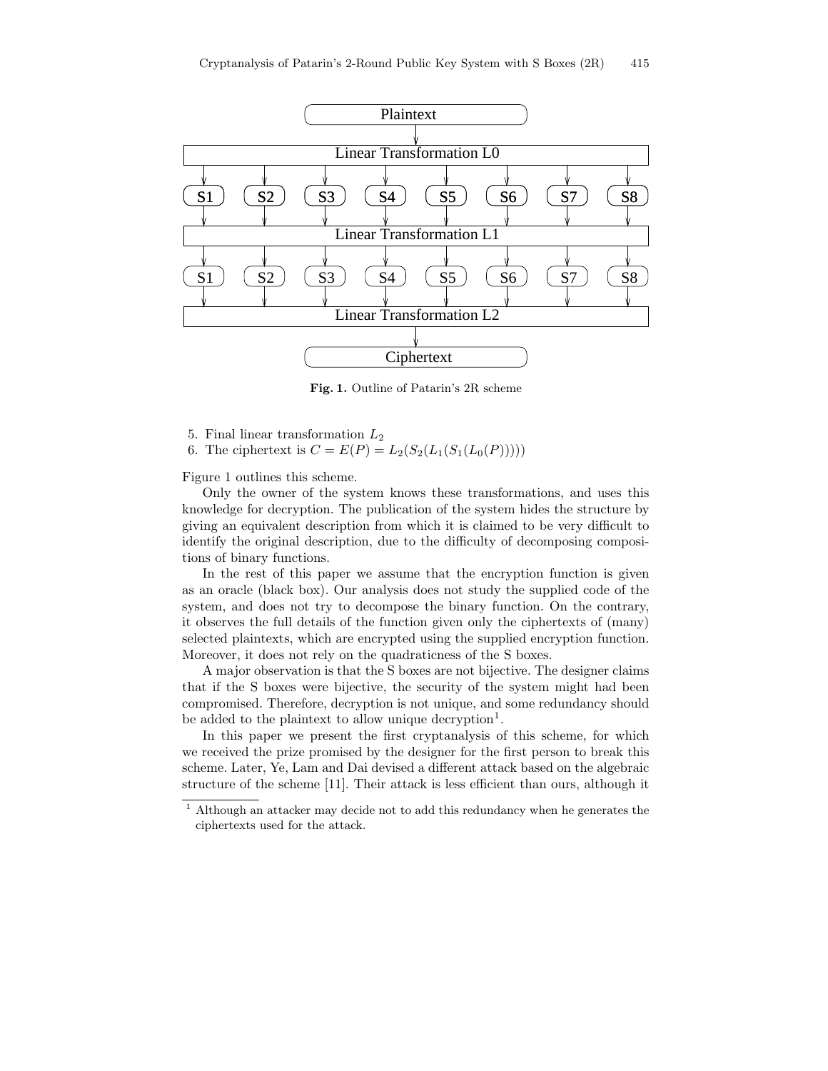Fig. 1. Outline of Patarin's 2R scheme

5. Final linear transformation $L_2$
6. The ciphertext is $C = E(P) = L_2(S_2(L_1(S_1(L_0(P)))))$

Figure 1 outlines this scheme.

Only the owner of the system knows these transformations, and uses this knowledge for decryption. The publication of the system hides the structure by giving an equivalent description from which it is claimed to be very difficult to identify the original description, due to the difficulty of decomposing compositions of binary functions.

In the rest of this paper we assume that the encryption function is given as an oracle (black box). Our analysis does not study the supplied code of the system, and does not try to decompose the binary function. On the contrary, it observes the full details of the function given only the ciphertexts of (many) selected plaintexts, which are encrypted using the supplied encryption function. Moreover, it does not rely on the quadraticness of the S boxes.

A major observation is that the S boxes are not bijective. The designer claims that if the S boxes were bijective, the security of the system might had been compromised. Therefore, decryption is not unique, and some redundancy should be added to the plaintext to allow unique decryption[1].

In this paper we present the first cryptanalysis of this scheme, for which we received the prize promised by the designer for the first person to break this scheme. Later, Ye, Lam and Dai devised a different attack based on the algebraic structure of the scheme [11]. Their attack is less efficient than ours, although it

[1] Although an attacker may decide not to add this redundancy when he generates the ciphertexts used for the attack.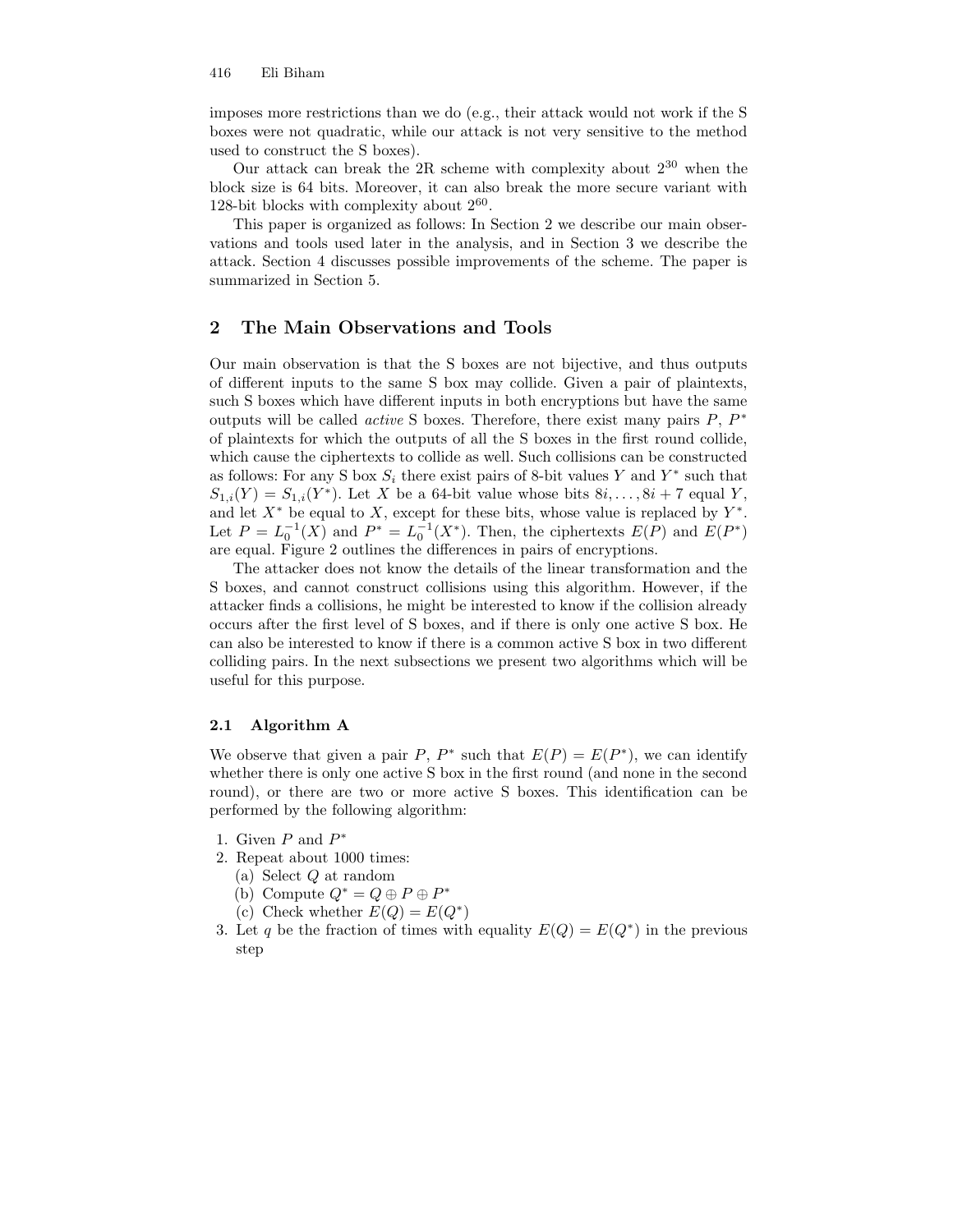imposes more restrictions than we do (e.g., their attack would not work if the S boxes were not quadratic, while our attack is not very sensitive to the method used to construct the S boxes).

Our attack can break the 2R scheme with complexity about $2^{30}$ when the block size is 64 bits. Moreover, it can also break the more secure variant with 128-bit blocks with complexity about $2^{60}$.

This paper is organized as follows: In Section 2 we describe our main observations and tools used later in the analysis, and in Section 3 we describe the attack. Section 4 discusses possible improvements of the scheme. The paper is summarized in Section 5.

## 2 The Main Observations and Tools

Our main observation is that the S boxes are not bijective, and thus outputs of different inputs to the same S box may collide. Given a pair of plaintexts, such S boxes which have different inputs in both encryptions but have the same outputs will be called *active* S boxes. Therefore, there exist many pairs $P$, $P^*$ of plaintexts for which the outputs of all the S boxes in the first round collide, which cause the ciphertexts to collide as well. Such collisions can be constructed as follows: For any S box $S_i$ there exist pairs of 8-bit values $Y$ and $Y^*$ such that $S_{1,i}(Y) = S_{1,i}(Y^*)$. Let $X$ be a 64-bit value whose bits $8i, \ldots, 8i+7$ equal $Y$, and let $X^*$ be equal to $X$, except for these bits, whose value is replaced by $Y^*$. Let $P = L_0^{-1}(X)$ and $P^* = L_0^{-1}(X^*)$. Then, the ciphertexts $E(P)$ and $E(P^*)$ are equal. Figure 2 outlines the differences in pairs of encryptions.

The attacker does not know the details of the linear transformation and the S boxes, and cannot construct collisions using this algorithm. However, if the attacker finds a collisions, he might be interested to know if the collision already occurs after the first level of S boxes, and if there is only one active S box. He can also be interested to know if there is a common active S box in two different colliding pairs. In the next subsections we present two algorithms which will be useful for this purpose.

### 2.1 Algorithm A

We observe that given a pair $P$, $P^*$ such that $E(P) = E(P^*)$, we can identify whether there is only one active S box in the first round (and none in the second round), or there are two or more active S boxes. This identification can be performed by the following algorithm:

1. Given $P$ and $P^*$
2. Repeat about 1000 times:
   (a) Select $Q$ at random
   (b) Compute $Q^* = Q \oplus P \oplus P^*$
   (c) Check whether $E(Q) = E(Q^*)$
3. Let $q$ be the fraction of times with equality $E(Q) = E(Q^*)$ in the previous step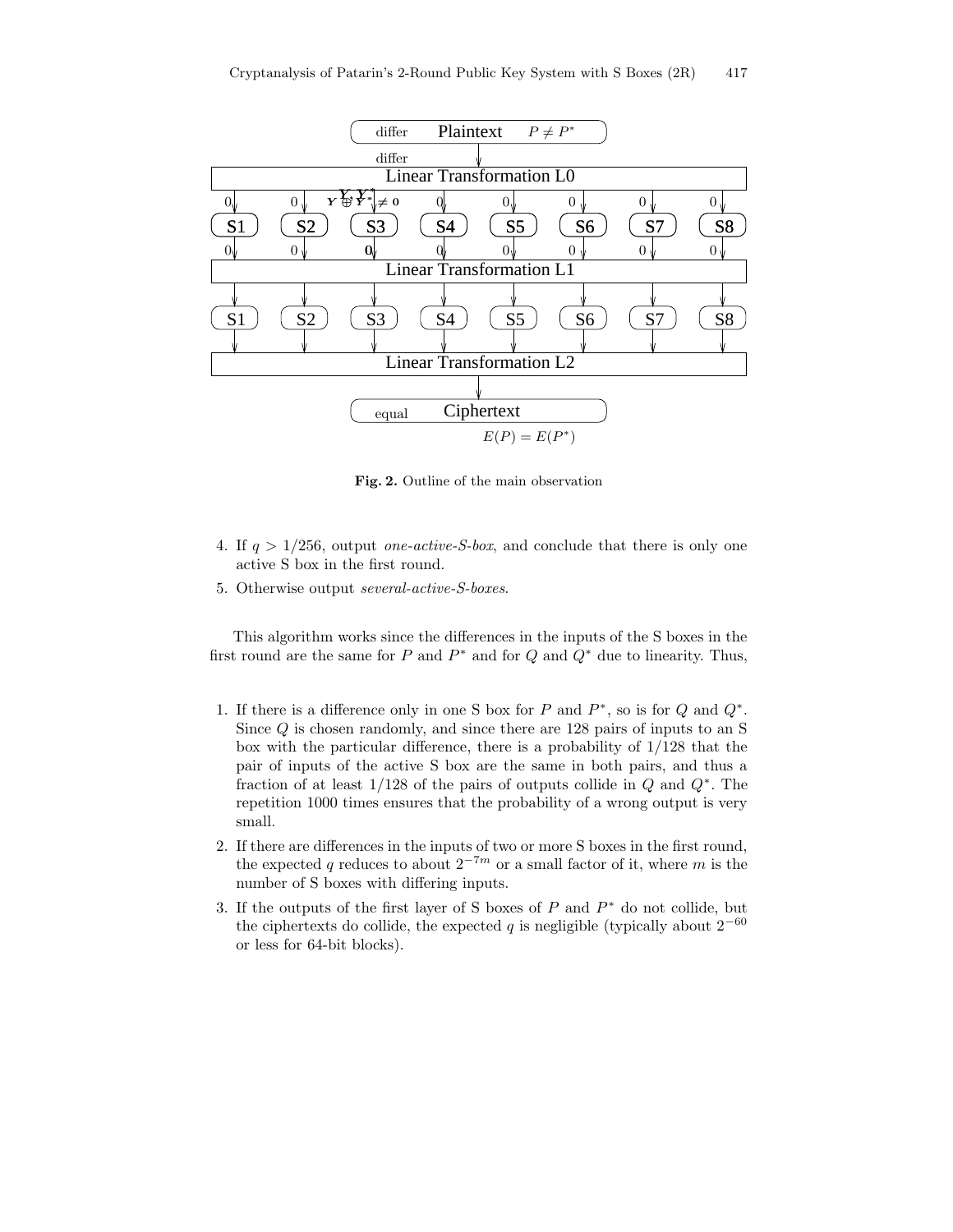**Fig. 2.** Outline of the main observation

4. If $q > 1/256$, output *one-active-S-box*, and conclude that there is only one active S box in the first round.
5. Otherwise output *several-active-S-boxes*.

This algorithm works since the differences in the inputs of the S boxes in the first round are the same for $P$ and $P^*$ and for $Q$ and $Q^*$ due to linearity. Thus,

1. If there is a difference only in one S box for $P$ and $P^*$, so is for $Q$ and $Q^*$. Since $Q$ is chosen randomly, and since there are 128 pairs of inputs to an S box with the particular difference, there is a probability of $1/128$ that the pair of inputs of the active S box are the same in both pairs, and thus a fraction of at least $1/128$ of the pairs of outputs collide in $Q$ and $Q^*$. The repetition 1000 times ensures that the probability of a wrong output is very small.
2. If there are differences in the inputs of two or more S boxes in the first round, the expected $q$ reduces to about $2^{-7m}$ or a small factor of it, where $m$ is the number of S boxes with differing inputs.
3. If the outputs of the first layer of S boxes of $P$ and $P^*$ do not collide, but the ciphertexts do collide, the expected $q$ is negligible (typically about $2^{-60}$ or less for 64-bit blocks).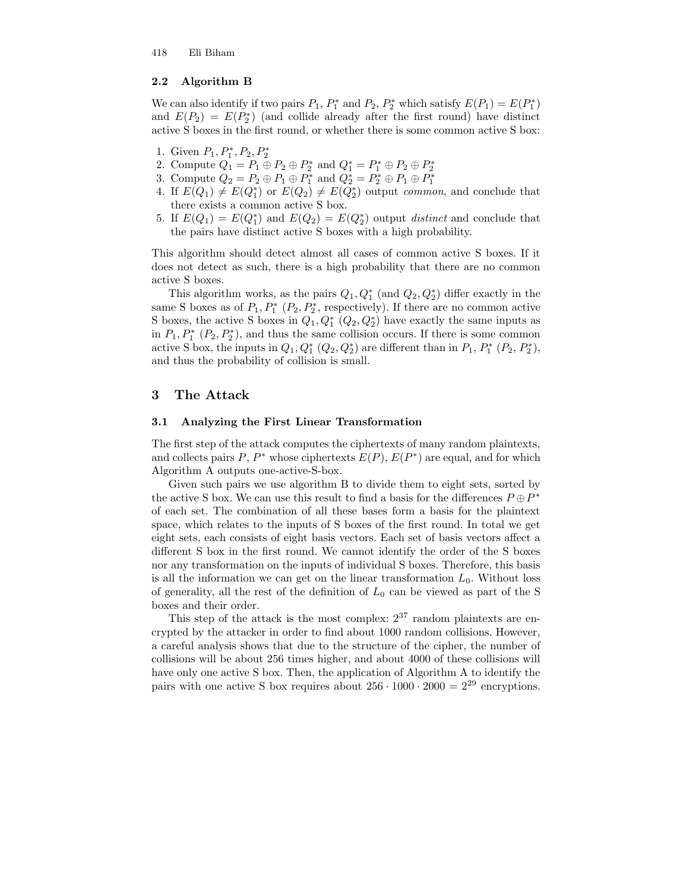### 2.2 Algorithm B

We can also identify if two pairs $P_1$, $P_1^*$ and $P_2$, $P_2^*$ which satisfy $E(P_1) = E(P_1^*)$ and $E(P_2) = E(P_2^*)$ (and collide already after the first round) have distinct active S boxes in the first round, or whether there is some common active S box:

1. Given $P_1, P_1^*, P_2, P_2^*$
2. Compute $Q_1 = P_1 \oplus P_2 \oplus P_2^*$ and $Q_1^* = P_1^* \oplus P_2 \oplus P_2^*$
3. Compute $Q_2 = P_2 \oplus P_1 \oplus P_1^*$ and $Q_2^* = P_2^* \oplus P_1 \oplus P_1^*$
4. If $E(Q_1) \neq E(Q_1^*)$ or $E(Q_2) \neq E(Q_2^*)$ output *common*, and conclude that there exists a common active S box.
5. If $E(Q_1) = E(Q_1^*)$ and $E(Q_2) = E(Q_2^*)$ output *distinct* and conclude that the pairs have distinct active S boxes with a high probability.

This algorithm should detect almost all cases of common active S boxes. If it does not detect as such, there is a high probability that there are no common active S boxes.

This algorithm works, as the pairs $Q_1, Q_1^*$ (and $Q_2, Q_2^*$) differ exactly in the same S boxes as of $P_1, P_1^*$ ($P_2, P_2^*$, respectively). If there are no common active S boxes, the active S boxes in $Q_1, Q_1^*$ ($Q_2, Q_2^*$) have exactly the same inputs as in $P_1, P_1^*$ ($P_2, P_2^*$), and thus the same collision occurs. If there is some common active S box, the inputs in $Q_1, Q_1^*$ ($Q_2, Q_2^*$) are different than in $P_1$, $P_1^*$ ($P_2$, $P_2^*$), and thus the probability of collision is small.

## 3 The Attack

### 3.1 Analyzing the First Linear Transformation

The first step of the attack computes the ciphertexts of many random plaintexts, and collects pairs $P$, $P^*$ whose ciphertexts $E(P)$, $E(P^*)$ are equal, and for which Algorithm A outputs one-active-S-box.

Given such pairs we use algorithm B to divide them to eight sets, sorted by the active S box. We can use this result to find a basis for the differences $P \oplus P^*$ of each set. The combination of all these bases form a basis for the plaintext space, which relates to the inputs of S boxes of the first round. In total we get eight sets, each consists of eight basis vectors. Each set of basis vectors affect a different S box in the first round. We cannot identify the order of the S boxes nor any transformation on the inputs of individual S boxes. Therefore, this basis is all the information we can get on the linear transformation $L_0$. Without loss of generality, all the rest of the definition of $L_0$ can be viewed as part of the S boxes and their order.

This step of the attack is the most complex: $2^{37}$ random plaintexts are encrypted by the attacker in order to find about 1000 random collisions. However, a careful analysis shows that due to the structure of the cipher, the number of collisions will be about 256 times higher, and about 4000 of these collisions will have only one active S box. Then, the application of Algorithm A to identify the pairs with one active S box requires about $256 \cdot 1000 \cdot 2000 = 2^{29}$ encryptions.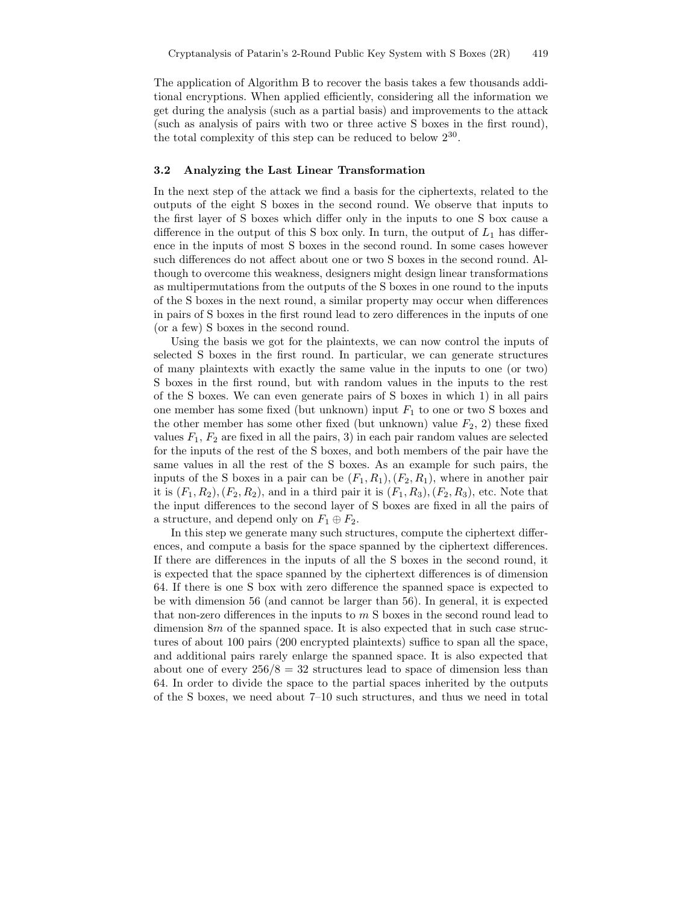The application of Algorithm B to recover the basis takes a few thousands additional encryptions. When applied efficiently, considering all the information we get during the analysis (such as a partial basis) and improvements to the attack (such as analysis of pairs with two or three active S boxes in the first round), the total complexity of this step can be reduced to below $2^{30}$.

### 3.2 Analyzing the Last Linear Transformation

In the next step of the attack we find a basis for the ciphertexts, related to the outputs of the eight S boxes in the second round. We observe that inputs to the first layer of S boxes which differ only in the inputs to one S box cause a difference in the output of this S box only. In turn, the output of $L_1$ has difference in the inputs of most S boxes in the second round. In some cases however such differences do not affect about one or two S boxes in the second round. Although to overcome this weakness, designers might design linear transformations as multipermutations from the outputs of the S boxes in one round to the inputs of the S boxes in the next round, a similar property may occur when differences in pairs of S boxes in the first round lead to zero differences in the inputs of one (or a few) S boxes in the second round.

Using the basis we got for the plaintexts, we can now control the inputs of selected S boxes in the first round. In particular, we can generate structures of many plaintexts with exactly the same value in the inputs to one (or two) S boxes in the first round, but with random values in the inputs to the rest of the S boxes. We can even generate pairs of S boxes in which 1) in all pairs one member has some fixed (but unknown) input $F_1$ to one or two S boxes and the other member has some other fixed (but unknown) value $F_2$, 2) these fixed values $F_1$, $F_2$ are fixed in all the pairs, 3) in each pair random values are selected for the inputs of the rest of the S boxes, and both members of the pair have the same values in all the rest of the S boxes. As an example for such pairs, the inputs of the S boxes in a pair can be $(F_1, R_1), (F_2, R_1)$, where in another pair it is $(F_1, R_2), (F_2, R_2)$, and in a third pair it is $(F_1, R_3), (F_2, R_3)$, etc. Note that the input differences to the second layer of S boxes are fixed in all the pairs of a structure, and depend only on $F_1 \oplus F_2$.

In this step we generate many such structures, compute the ciphertext differences, and compute a basis for the space spanned by the ciphertext differences. If there are differences in the inputs of all the S boxes in the second round, it is expected that the space spanned by the ciphertext differences is of dimension 64. If there is one S box with zero difference the spanned space is expected to be with dimension 56 (and cannot be larger than 56). In general, it is expected that non-zero differences in the inputs to $m$ S boxes in the second round lead to dimension $8m$ of the spanned space. It is also expected that in such case structures of about 100 pairs (200 encrypted plaintexts) suffice to span all the space, and additional pairs rarely enlarge the spanned space. It is also expected that about one of every $256/8 = 32$ structures lead to space of dimension less than 64. In order to divide the space to the partial spaces inherited by the outputs of the S boxes, we need about 7–10 such structures, and thus we need in total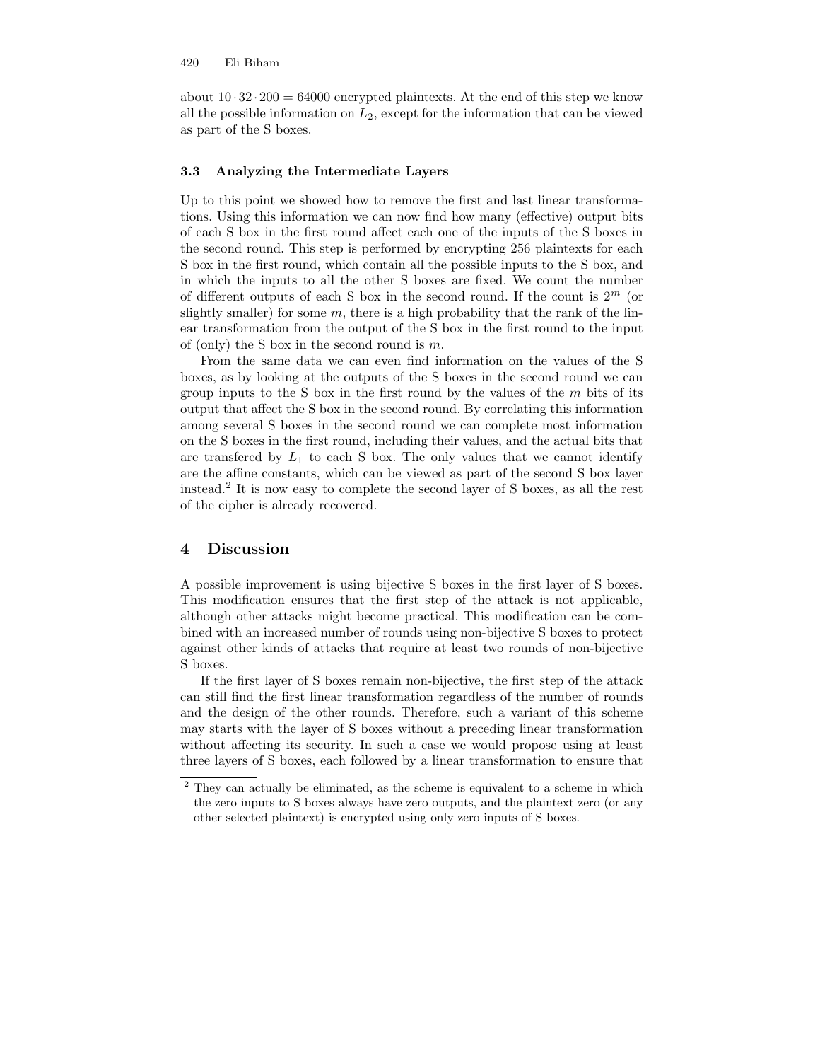about $10 \cdot 32 \cdot 200 = 64000$ encrypted plaintexts. At the end of this step we know all the possible information on $L_2$, except for the information that can be viewed as part of the S boxes.

### 3.3 Analyzing the Intermediate Layers

Up to this point we showed how to remove the first and last linear transformations. Using this information we can now find how many (effective) output bits of each S box in the first round affect each one of the inputs of the S boxes in the second round. This step is performed by encrypting 256 plaintexts for each S box in the first round, which contain all the possible inputs to the S box, and in which the inputs to all the other S boxes are fixed. We count the number of different outputs of each S box in the second round. If the count is $2^m$ (or slightly smaller) for some $m$, there is a high probability that the rank of the linear transformation from the output of the S box in the first round to the input of (only) the S box in the second round is $m$.

From the same data we can even find information on the values of the S boxes, as by looking at the outputs of the S boxes in the second round we can group inputs to the S box in the first round by the values of the $m$ bits of its output that affect the S box in the second round. By correlating this information among several S boxes in the second round we can complete most information on the S boxes in the first round, including their values, and the actual bits that are transfered by $L_1$ to each S box. The only values that we cannot identify are the affine constants, which can be viewed as part of the second S box layer instead.[2] It is now easy to complete the second layer of S boxes, as all the rest of the cipher is already recovered.

## 4 Discussion

A possible improvement is using bijective S boxes in the first layer of S boxes. This modification ensures that the first step of the attack is not applicable, although other attacks might become practical. This modification can be combined with an increased number of rounds using non-bijective S boxes to protect against other kinds of attacks that require at least two rounds of non-bijective S boxes.

If the first layer of S boxes remain non-bijective, the first step of the attack can still find the first linear transformation regardless of the number of rounds and the design of the other rounds. Therefore, such a variant of this scheme may starts with the layer of S boxes without a preceding linear transformation without affecting its security. In such a case we would propose using at least three layers of S boxes, each followed by a linear transformation to ensure that

[2] They can actually be eliminated, as the scheme is equivalent to a scheme in which the zero inputs to S boxes always have zero outputs, and the plaintext zero (or any other selected plaintext) is encrypted using only zero inputs of S boxes.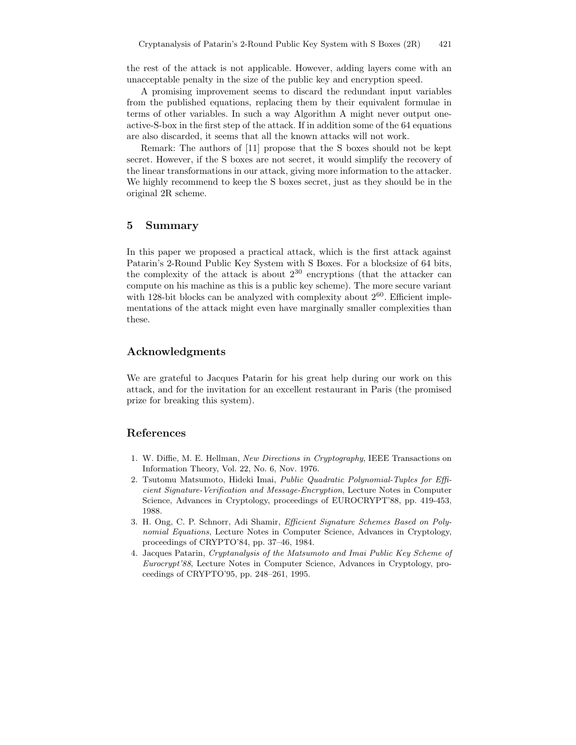the rest of the attack is not applicable. However, adding layers come with an unacceptable penalty in the size of the public key and encryption speed.

A promising improvement seems to discard the redundant input variables from the published equations, replacing them by their equivalent formulae in terms of other variables. In such a way Algorithm A might never output one-active-S-box in the first step of the attack. If in addition some of the 64 equations are also discarded, it seems that all the known attacks will not work.

Remark: The authors of [11] propose that the S boxes should not be kept secret. However, if the S boxes are not secret, it would simplify the recovery of the linear transformations in our attack, giving more information to the attacker. We highly recommend to keep the S boxes secret, just as they should be in the original 2R scheme.

## 5 Summary

In this paper we proposed a practical attack, which is the first attack against Patarin's 2-Round Public Key System with S Boxes. For a blocksize of 64 bits, the complexity of the attack is about $2^{30}$ encryptions (that the attacker can compute on his machine as this is a public key scheme). The more secure variant with 128-bit blocks can be analyzed with complexity about $2^{60}$. Efficient implementations of the attack might even have marginally smaller complexities than these.

## Acknowledgments

We are grateful to Jacques Patarin for his great help during our work on this attack, and for the invitation for an excellent restaurant in Paris (the promised prize for breaking this system).

## References

1. W. Diffie, M. E. Hellman, *New Directions in Cryptography*, IEEE Transactions on Information Theory, Vol. 22, No. 6, Nov. 1976.
2. Tsutomu Matsumoto, Hideki Imai, *Public Quadratic Polynomial-Tuples for Efficient Signature-Verification and Message-Encryption*, Lecture Notes in Computer Science, Advances in Cryptology, proceedings of EUROCRYPT'88, pp. 419-453, 1988.
3. H. Ong, C. P. Schnorr, Adi Shamir, *Efficient Signature Schemes Based on Polynomial Equations*, Lecture Notes in Computer Science, Advances in Cryptology, proceedings of CRYPTO'84, pp. 37–46, 1984.
4. Jacques Patarin, *Cryptanalysis of the Matsumoto and Imai Public Key Scheme of Eurocrypt'88*, Lecture Notes in Computer Science, Advances in Cryptology, proceedings of CRYPTO'95, pp. 248–261, 1995.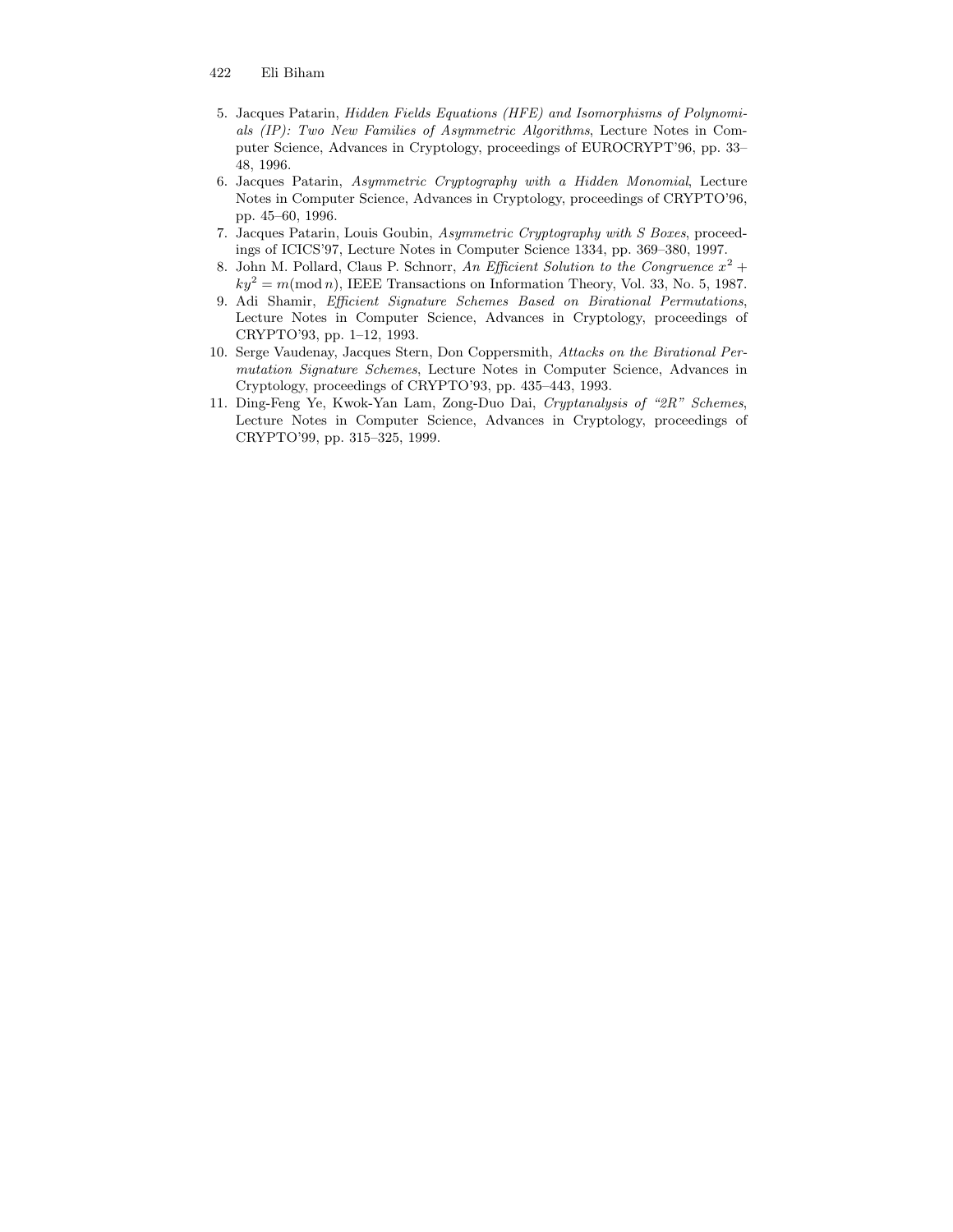5. Jacques Patarin, *Hidden Fields Equations (HFE) and Isomorphisms of Polynomials (IP): Two New Families of Asymmetric Algorithms*, Lecture Notes in Computer Science, Advances in Cryptology, proceedings of EUROCRYPT'96, pp. 33–48, 1996.
6. Jacques Patarin, *Asymmetric Cryptography with a Hidden Monomial*, Lecture Notes in Computer Science, Advances in Cryptology, proceedings of CRYPTO'96, pp. 45–60, 1996.
7. Jacques Patarin, Louis Goubin, *Asymmetric Cryptography with S Boxes*, proceedings of ICICS'97, Lecture Notes in Computer Science 1334, pp. 369–380, 1997.
8. John M. Pollard, Claus P. Schnorr, *An Efficient Solution to the Congruence* $x^2 + ky^2 = m (\bmod n)$, IEEE Transactions on Information Theory, Vol. 33, No. 5, 1987.
9. Adi Shamir, *Efficient Signature Schemes Based on Birational Permutations*, Lecture Notes in Computer Science, Advances in Cryptology, proceedings of CRYPTO'93, pp. 1–12, 1993.
10. Serge Vaudenay, Jacques Stern, Don Coppersmith, *Attacks on the Birational Permutation Signature Schemes*, Lecture Notes in Computer Science, Advances in Cryptology, proceedings of CRYPTO'93, pp. 435–443, 1993.
11. Ding-Feng Ye, Kwok-Yan Lam, Zong-Duo Dai, *Cryptanalysis of "2R" Schemes*, Lecture Notes in Computer Science, Advances in Cryptology, proceedings of CRYPTO'99, pp. 315–325, 1999.